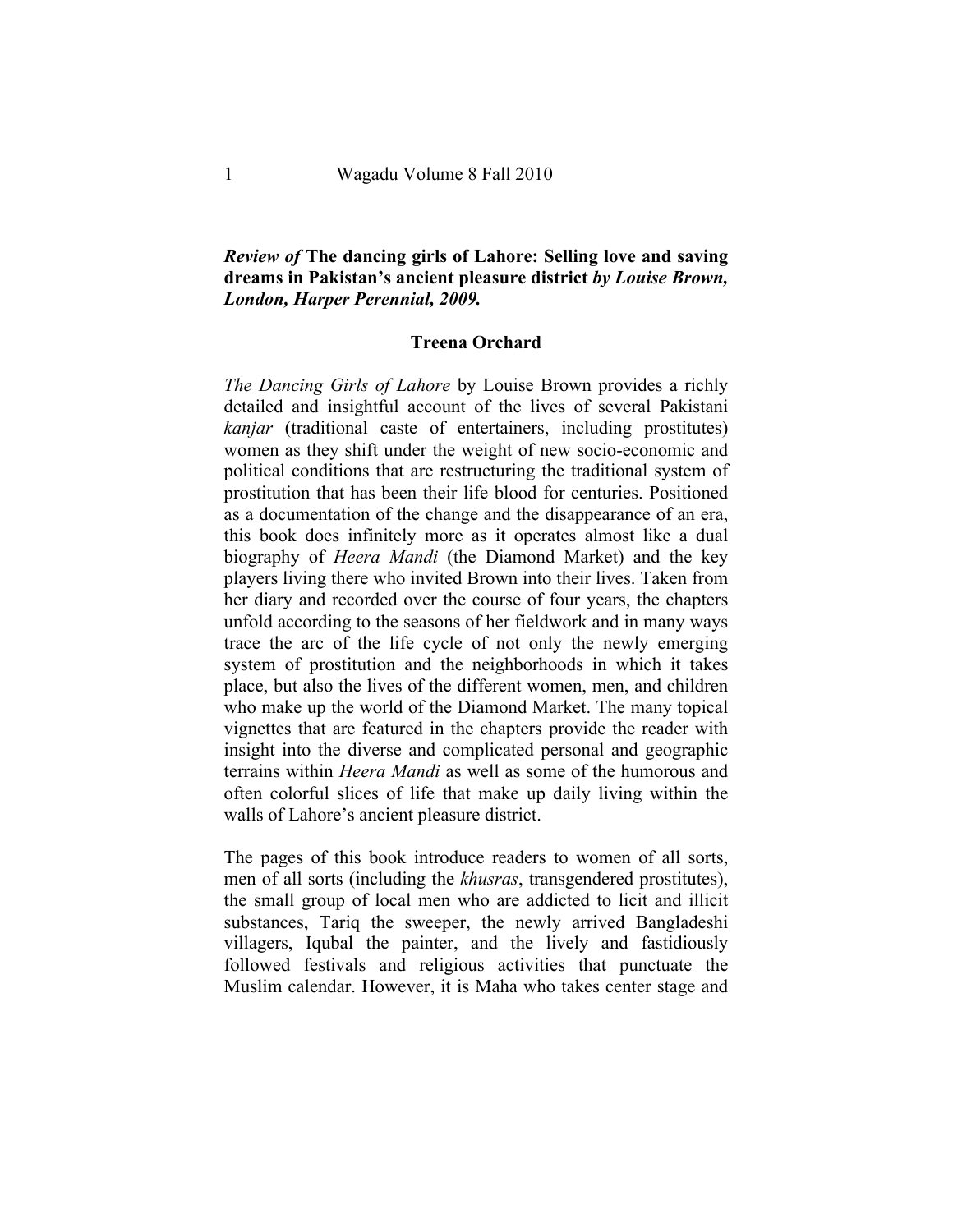## *Review of* The dancing girls of Lahore: Selling love and saving dreams in Pakistan's ancient pleasure district *by Louise Brown, London, Harper Perennial, 2009.*

**Treena Orchard**

*The Dancing Girls of Lahore* by Louise Brown provides a richly detailed and insightful account of the lives of several Pakistani *kanjar* (traditional caste of entertainers, including prostitutes) women as they shift under the weight of new socio-economic and political conditions that are restructuring the traditional system of prostitution that has been their life blood for centuries. Positioned as a documentation of the change and the disappearance of an era, this book does infinitely more as it operates almost like a dual biography of *Heera Mandi* (the Diamond Market) and the key players living there who invited Brown into their lives. Taken from her diary and recorded over the course of four years, the chapters unfold according to the seasons of her fieldwork and in many ways trace the arc of the life cycle of not only the newly emerging system of prostitution and the neighborhoods in which it takes place, but also the lives of the different women, men, and children who make up the world of the Diamond Market. The many topical vignettes that are featured in the chapters provide the reader with insight into the diverse and complicated personal and geographic terrains within *Heera Mandi* as well as some of the humorous and often colorful slices of life that make up daily living within the walls of Lahore's ancient pleasure district.

The pages of this book introduce readers to women of all sorts, men of all sorts (including the *khusras*, transgendered prostitutes), the small group of local men who are addicted to licit and illicit substances, Tariq the sweeper, the newly arrived Bangladeshi villagers, Iqubal the painter, and the lively and fastidiously followed festivals and religious activities that punctuate the Muslim calendar. However, it is Maha who takes center stage and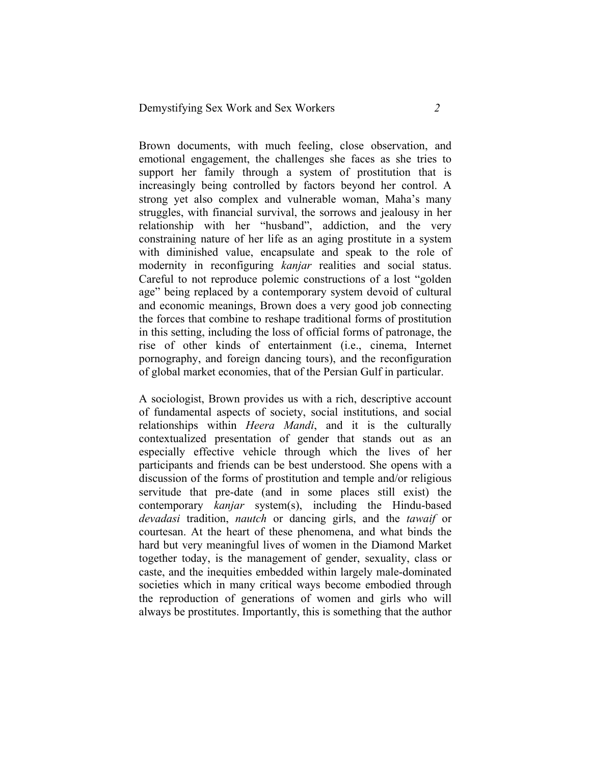Brown documents, with much feeling, close observation, and emotional engagement, the challenges she faces as she tries to support her family through a system of prostitution that is increasingly being controlled by factors beyond her control. A strong yet also complex and vulnerable woman, Maha's many struggles, with financial survival, the sorrows and jealousy in her relationship with her "husband", addiction, and the very constraining nature of her life as an aging prostitute in a system with diminished value, encapsulate and speak to the role of modernity in reconfiguring *kanjar* realities and social status. Careful to not reproduce polemic constructions of a lost "golden age" being replaced by a contemporary system devoid of cultural and economic meanings, Brown does a very good job connecting the forces that combine to reshape traditional forms of prostitution in this setting, including the loss of official forms of patronage, the rise of other kinds of entertainment (i.e., cinema, Internet pornography, and foreign dancing tours), and the reconfiguration of global market economies, that of the Persian Gulf in particular.

A sociologist, Brown provides us with a rich, descriptive account of fundamental aspects of society, social institutions, and social relationships within *Heera Mandi*, and it is the culturally contextualized presentation of gender that stands out as an especially effective vehicle through which the lives of her participants and friends can be best understood. She opens with a discussion of the forms of prostitution and temple and/or religious servitude that pre-date (and in some places still exist) the contemporary *kanjar* system(s), including the Hindu-based *devadasi* tradition, *nautch* or dancing girls, and the *tawaif* or courtesan. At the heart of these phenomena, and what binds the hard but very meaningful lives of women in the Diamond Market together today, is the management of gender, sexuality, class or caste, and the inequities embedded within largely male-dominated societies which in many critical ways become embodied through the reproduction of generations of women and girls who will always be prostitutes. Importantly, this is something that the author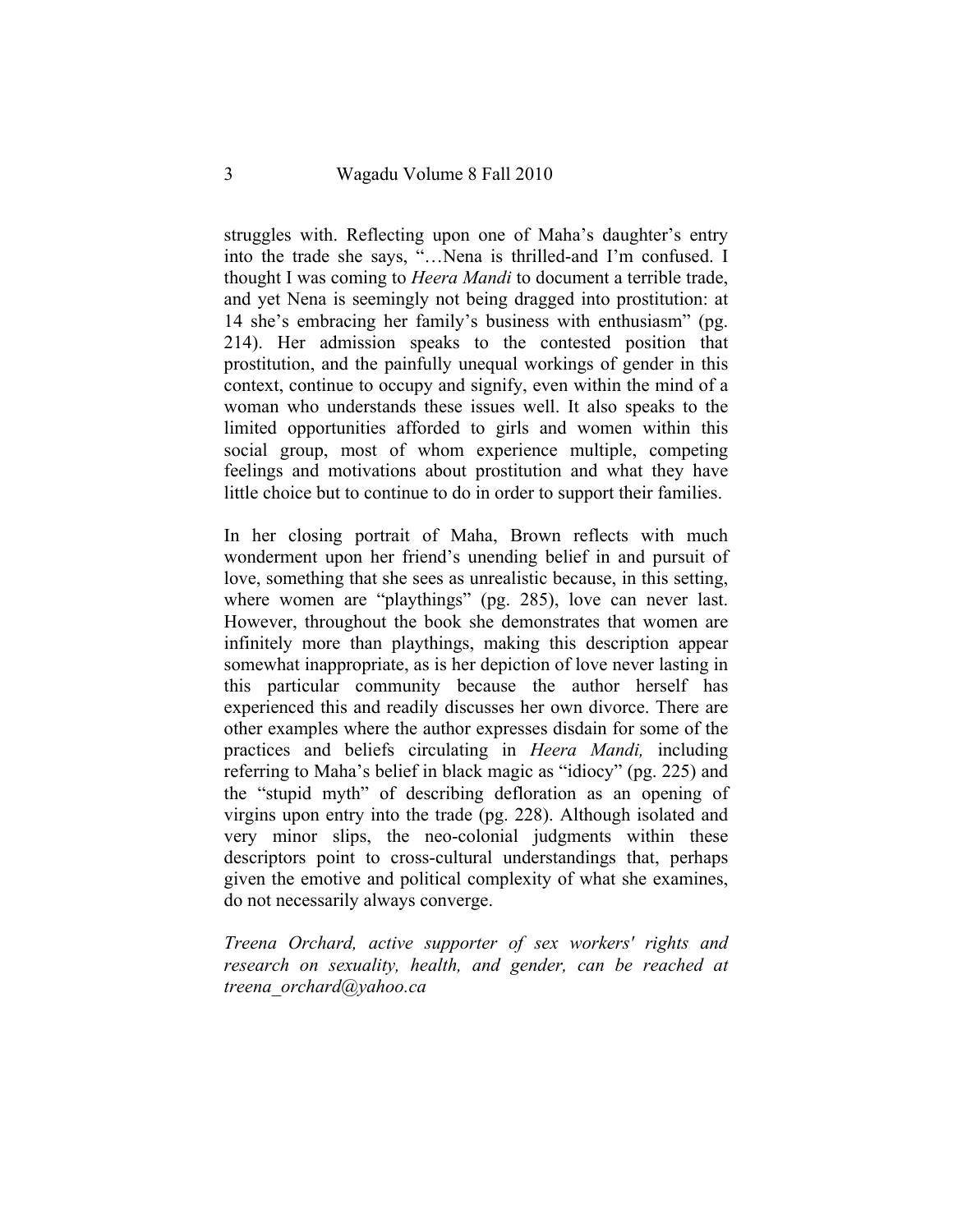struggles with. Reflecting upon one of Maha's daughter's entry into the trade she says, "…Nena is thrilled-and I'm confused. I thought I was coming to *Heera Mandi* to document a terrible trade, and yet Nena is seemingly not being dragged into prostitution: at 14 she's embracing her family's business with enthusiasm" (pg. 214). Her admission speaks to the contested position that prostitution, and the painfully unequal workings of gender in this context, continue to occupy and signify, even within the mind of a woman who understands these issues well. It also speaks to the limited opportunities afforded to girls and women within this social group, most of whom experience multiple, competing feelings and motivations about prostitution and what they have little choice but to continue to do in order to support their families.

In her closing portrait of Maha, Brown reflects with much wonderment upon her friend's unending belief in and pursuit of love, something that she sees as unrealistic because, in this setting, where women are "playthings" (pg. 285), love can never last. However, throughout the book she demonstrates that women are infinitely more than playthings, making this description appear somewhat inappropriate, as is her depiction of love never lasting in this particular community because the author herself has experienced this and readily discusses her own divorce. There are other examples where the author expresses disdain for some of the practices and beliefs circulating in *Heera Mandi,* including referring to Maha's belief in black magic as "idiocy" (pg. 225) and the "stupid myth" of describing defloration as an opening of virgins upon entry into the trade (pg. 228). Although isolated and very minor slips, the neo-colonial judgments within these descriptors point to cross-cultural understandings that, perhaps given the emotive and political complexity of what she examines, do not necessarily always converge.

*Treena Orchard, active supporter of sex workers' rights and research on sexuality, health, and gender, can be reached at treena_orchard@yahoo.ca*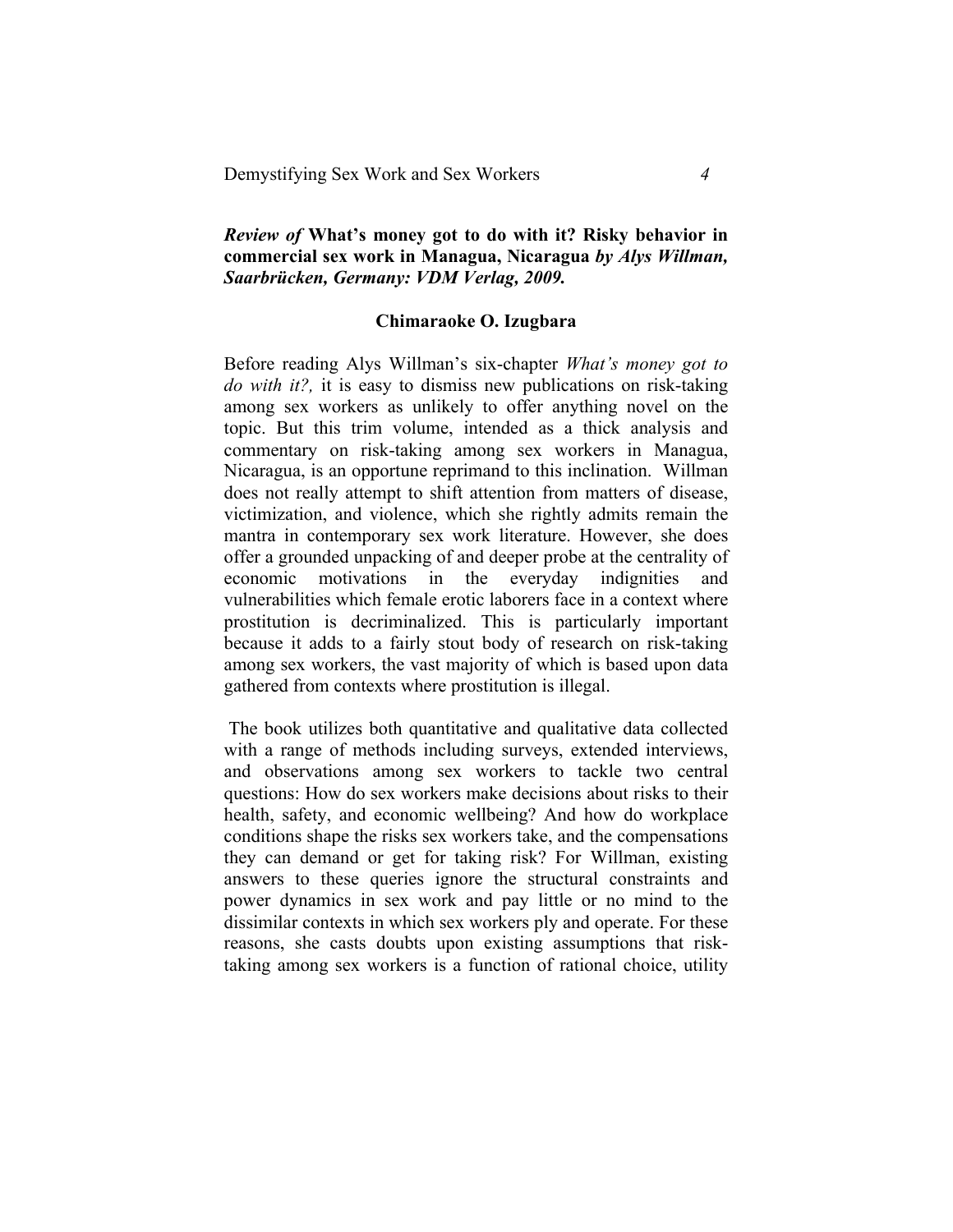***Review of* What's money got to do with it? Risky behavior in commercial sex work in Managua, Nicaragua *by Alys Willman, Saarbrücken, Germany: VDM Verlag, 2009.***

**Chimaraoke O. Izugbara**

Before reading Alys Willman's six-chapter *What's money got to do with it?,* it is easy to dismiss new publications on risk-taking among sex workers as unlikely to offer anything novel on the topic. But this trim volume, intended as a thick analysis and commentary on risk-taking among sex workers in Managua, Nicaragua, is an opportune reprimand to this inclination. Willman does not really attempt to shift attention from matters of disease, victimization, and violence, which she rightly admits remain the mantra in contemporary sex work literature. However, she does offer a grounded unpacking of and deeper probe at the centrality of economic motivations in the everyday indignities and vulnerabilities which female erotic laborers face in a context where prostitution is decriminalized. This is particularly important because it adds to a fairly stout body of research on risk-taking among sex workers, the vast majority of which is based upon data gathered from contexts where prostitution is illegal.

The book utilizes both quantitative and qualitative data collected with a range of methods including surveys, extended interviews, and observations among sex workers to tackle two central questions: How do sex workers make decisions about risks to their health, safety, and economic wellbeing? And how do workplace conditions shape the risks sex workers take, and the compensations they can demand or get for taking risk? For Willman, existing answers to these queries ignore the structural constraints and power dynamics in sex work and pay little or no mind to the dissimilar contexts in which sex workers ply and operate. For these reasons, she casts doubts upon existing assumptions that risk-taking among sex workers is a function of rational choice, utility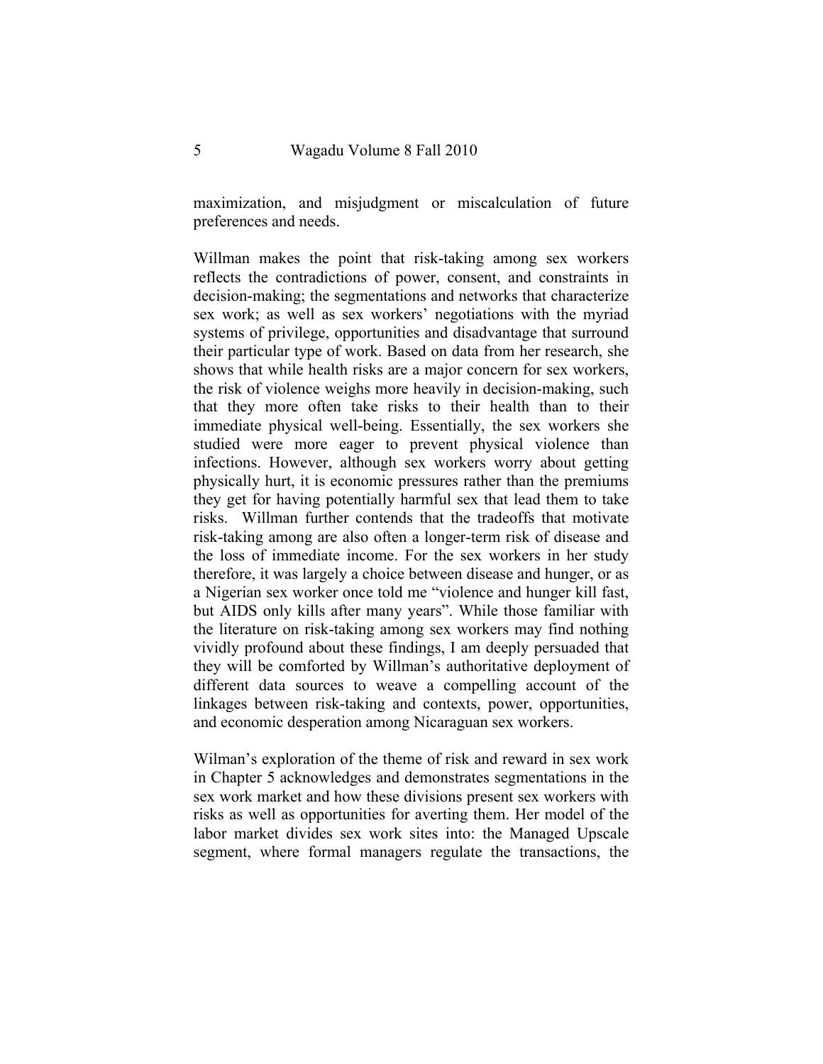maximization, and misjudgment or miscalculation of future preferences and needs.

Willman makes the point that risk-taking among sex workers reflects the contradictions of power, consent, and constraints in decision-making; the segmentations and networks that characterize sex work; as well as sex workers' negotiations with the myriad systems of privilege, opportunities and disadvantage that surround their particular type of work. Based on data from her research, she shows that while health risks are a major concern for sex workers, the risk of violence weighs more heavily in decision-making, such that they more often take risks to their health than to their immediate physical well-being. Essentially, the sex workers she studied were more eager to prevent physical violence than infections. However, although sex workers worry about getting physically hurt, it is economic pressures rather than the premiums they get for having potentially harmful sex that lead them to take risks. Willman further contends that the tradeoffs that motivate risk-taking among are also often a longer-term risk of disease and the loss of immediate income. For the sex workers in her study therefore, it was largely a choice between disease and hunger, or as a Nigerian sex worker once told me "violence and hunger kill fast, but AIDS only kills after many years". While those familiar with the literature on risk-taking among sex workers may find nothing vividly profound about these findings, I am deeply persuaded that they will be comforted by Willman's authoritative deployment of different data sources to weave a compelling account of the linkages between risk-taking and contexts, power, opportunities, and economic desperation among Nicaraguan sex workers.

Wilman's exploration of the theme of risk and reward in sex work in Chapter 5 acknowledges and demonstrates segmentations in the sex work market and how these divisions present sex workers with risks as well as opportunities for averting them. Her model of the labor market divides sex work sites into: the Managed Upscale segment, where formal managers regulate the transactions, the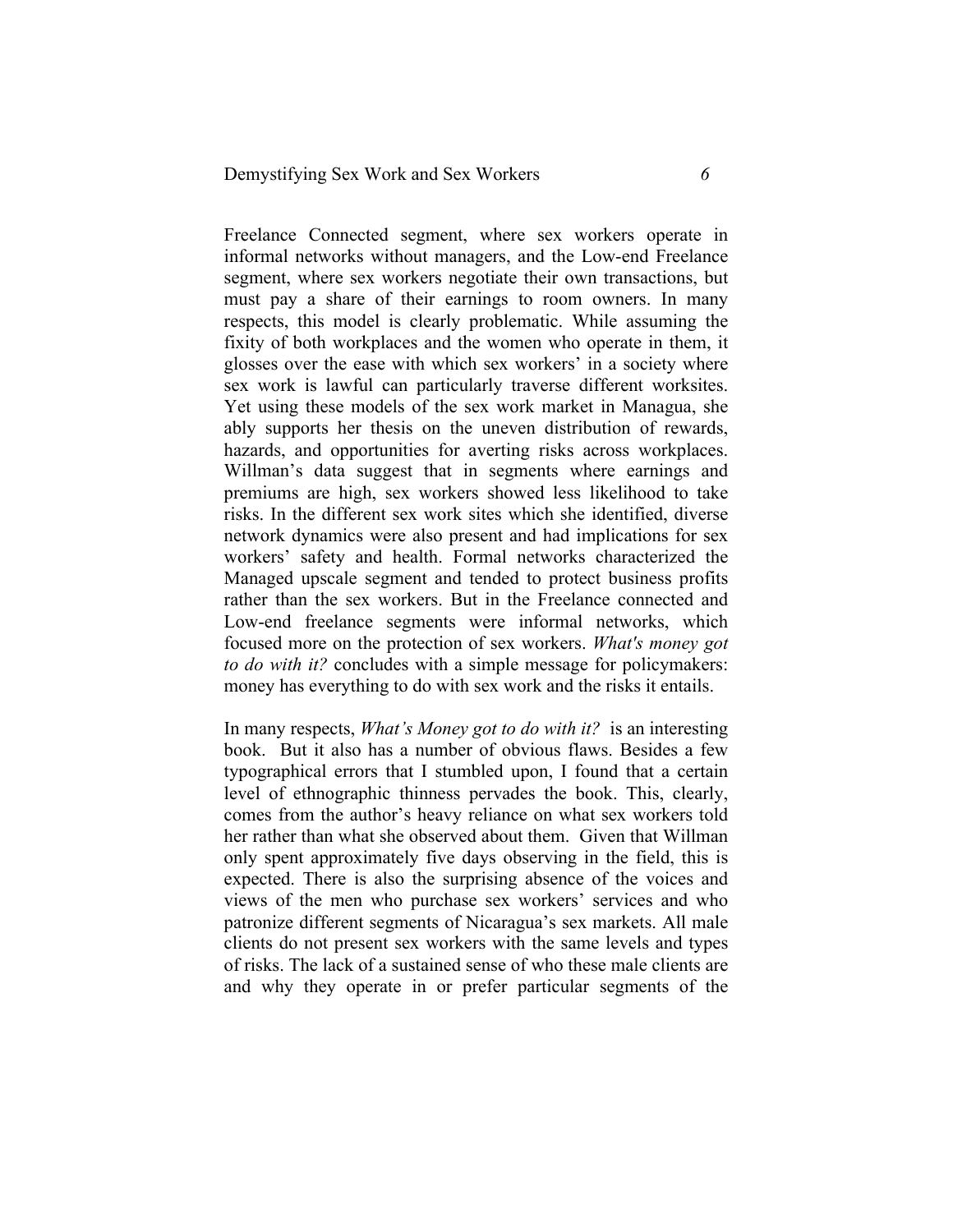Freelance Connected segment, where sex workers operate in informal networks without managers, and the Low-end Freelance segment, where sex workers negotiate their own transactions, but must pay a share of their earnings to room owners. In many respects, this model is clearly problematic. While assuming the fixity of both workplaces and the women who operate in them, it glosses over the ease with which sex workers' in a society where sex work is lawful can particularly traverse different worksites. Yet using these models of the sex work market in Managua, she ably supports her thesis on the uneven distribution of rewards, hazards, and opportunities for averting risks across workplaces. Willman's data suggest that in segments where earnings and premiums are high, sex workers showed less likelihood to take risks. In the different sex work sites which she identified, diverse network dynamics were also present and had implications for sex workers' safety and health. Formal networks characterized the Managed upscale segment and tended to protect business profits rather than the sex workers. But in the Freelance connected and Low-end freelance segments were informal networks, which focused more on the protection of sex workers. *What's money got to do with it?* concludes with a simple message for policymakers: money has everything to do with sex work and the risks it entails.

In many respects, *What's Money got to do with it?* is an interesting book. But it also has a number of obvious flaws. Besides a few typographical errors that I stumbled upon, I found that a certain level of ethnographic thinness pervades the book. This, clearly, comes from the author's heavy reliance on what sex workers told her rather than what she observed about them. Given that Willman only spent approximately five days observing in the field, this is expected. There is also the surprising absence of the voices and views of the men who purchase sex workers' services and who patronize different segments of Nicaragua's sex markets. All male clients do not present sex workers with the same levels and types of risks. The lack of a sustained sense of who these male clients are and why they operate in or prefer particular segments of the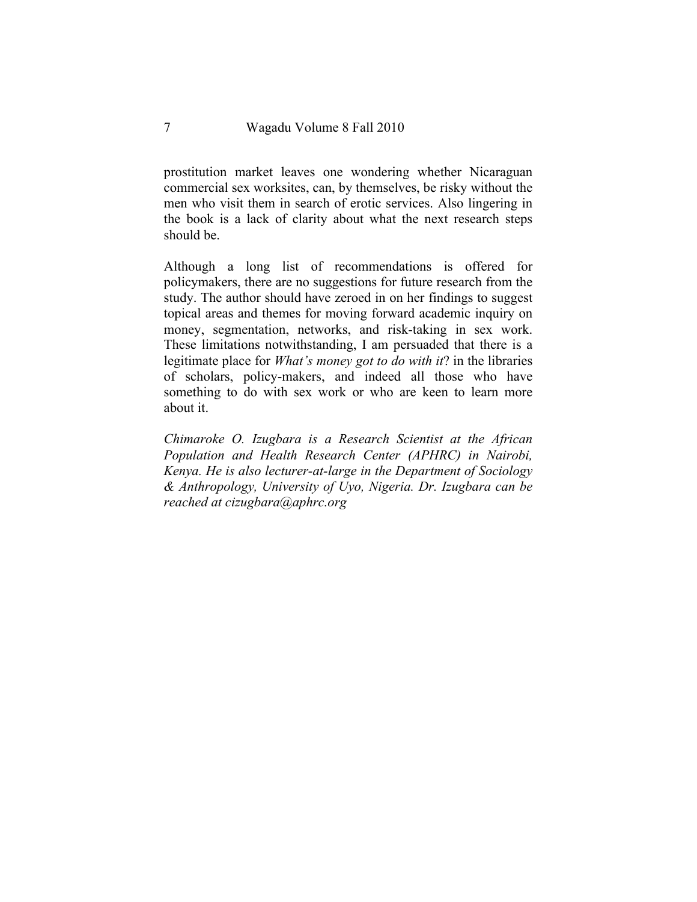prostitution market leaves one wondering whether Nicaraguan commercial sex worksites, can, by themselves, be risky without the men who visit them in search of erotic services. Also lingering in the book is a lack of clarity about what the next research steps should be.

Although a long list of recommendations is offered for policymakers, there are no suggestions for future research from the study. The author should have zeroed in on her findings to suggest topical areas and themes for moving forward academic inquiry on money, segmentation, networks, and risk-taking in sex work. These limitations notwithstanding, I am persuaded that there is a legitimate place for *What's money got to do with it*? in the libraries of scholars, policy-makers, and indeed all those who have something to do with sex work or who are keen to learn more about it.

*Chimaroke O. Izugbara is a Research Scientist at the African Population and Health Research Center (APHRC) in Nairobi, Kenya. He is also lecturer-at-large in the Department of Sociology & Anthropology, University of Uyo, Nigeria. Dr. Izugbara can be reached at cizugbara@aphrc.org*